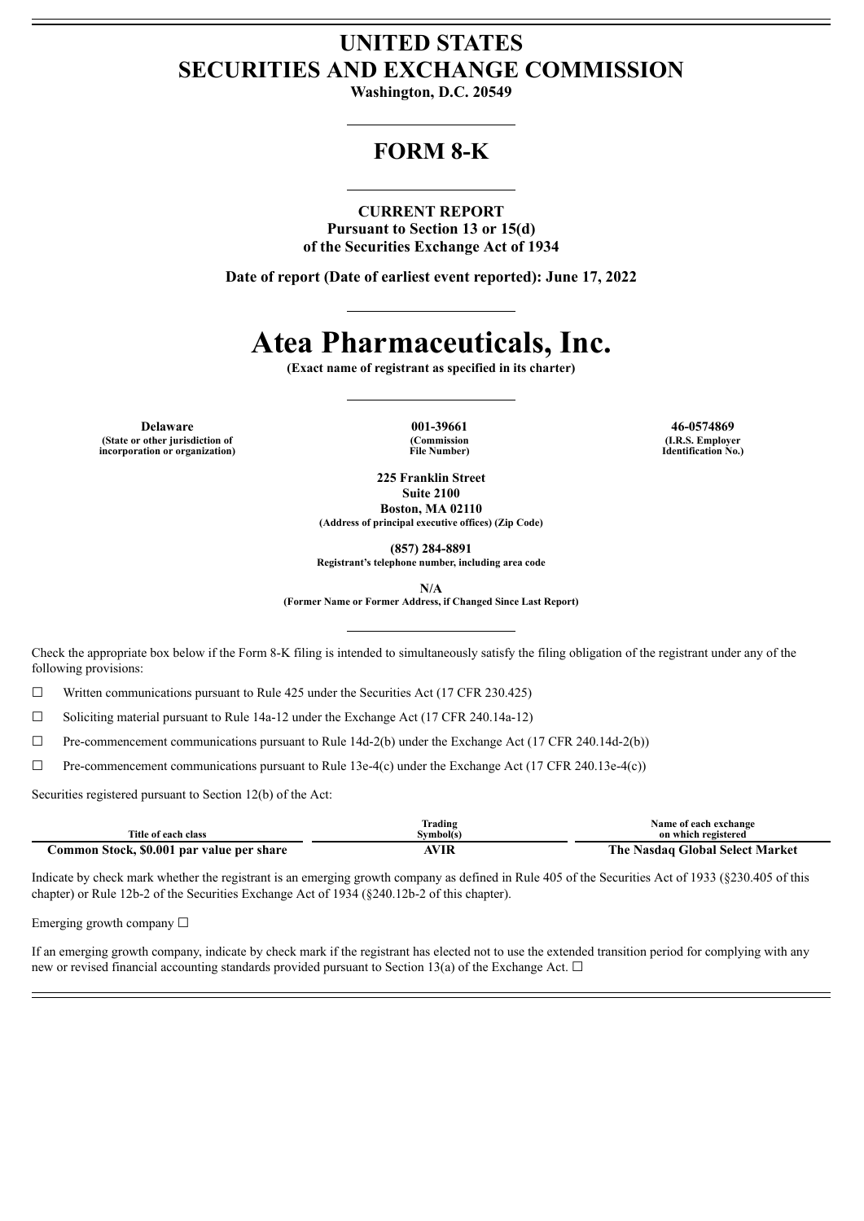# UNITED STATES
# SECURITIES AND EXCHANGE COMMISSION

**Washington, D.C. 20549**

## FORM 8-K

**CURRENT REPORT**
**Pursuant to Section 13 or 15(d)**
**of the Securities Exchange Act of 1934**

**Date of report (Date of earliest event reported): June 17, 2022**

# Atea Pharmaceuticals, Inc.

**(Exact name of registrant as specified in its charter)**

| Delaware | 001-39661 | 46-0574869 |
|---|---|---|
| (State or other jurisdiction of incorporation or organization) | (Commission File Number) | (I.R.S. Employer Identification No.) |

**225 Franklin Street**
**Suite 2100**
**Boston, MA 02110**
**(Address of principal executive offices) (Zip Code)**

**(857) 284-8891**
**Registrant's telephone number, including area code**

**N/A**
**(Former Name or Former Address, if Changed Since Last Report)**

Check the appropriate box below if the Form 8-K filing is intended to simultaneously satisfy the filing obligation of the registrant under any of the following provisions:

☐ Written communications pursuant to Rule 425 under the Securities Act (17 CFR 230.425)

☐ Soliciting material pursuant to Rule 14a-12 under the Exchange Act (17 CFR 240.14a-12)

☐ Pre-commencement communications pursuant to Rule 14d-2(b) under the Exchange Act (17 CFR 240.14d-2(b))

☐ Pre-commencement communications pursuant to Rule 13e-4(c) under the Exchange Act (17 CFR 240.13e-4(c))

Securities registered pursuant to Section 12(b) of the Act:

| Title of each class | Trading Symbol(s) | Name of each exchange on which registered |
|---|---|---|
| **Common Stock, $0.001 par value per share** | **AVIR** | **The Nasdaq Global Select Market** |

Indicate by check mark whether the registrant is an emerging growth company as defined in Rule 405 of the Securities Act of 1933 (§230.405 of this chapter) or Rule 12b-2 of the Securities Exchange Act of 1934 (§240.12b-2 of this chapter).

Emerging growth company ☐

If an emerging growth company, indicate by check mark if the registrant has elected not to use the extended transition period for complying with any new or revised financial accounting standards provided pursuant to Section 13(a) of the Exchange Act. ☐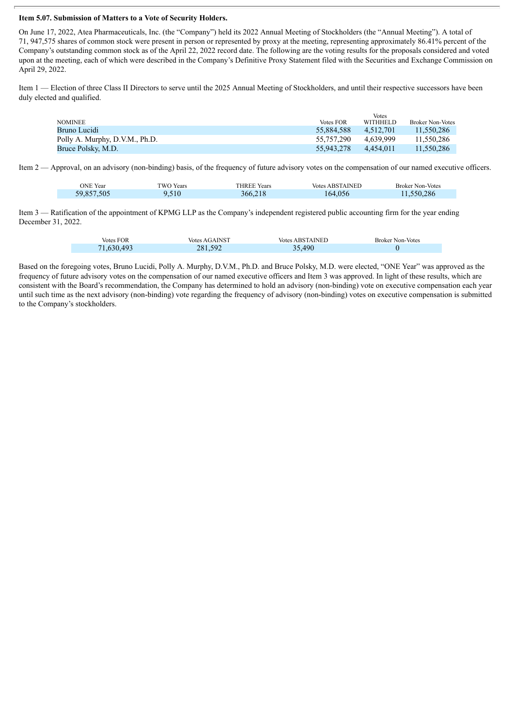**Item 5.07. Submission of Matters to a Vote of Security Holders.**

On June 17, 2022, Atea Pharmaceuticals, Inc. (the "Company") held its 2022 Annual Meeting of Stockholders (the "Annual Meeting"). A total of 71, 947,575 shares of common stock were present in person or represented by proxy at the meeting, representing approximately 86.41% percent of the Company's outstanding common stock as of the April 22, 2022 record date. The following are the voting results for the proposals considered and voted upon at the meeting, each of which were described in the Company's Definitive Proxy Statement filed with the Securities and Exchange Commission on April 29, 2022.

Item 1 — Election of three Class II Directors to serve until the 2025 Annual Meeting of Stockholders, and until their respective successors have been duly elected and qualified.

| NOMINEE | Votes FOR | Votes WITHHELD | Broker Non-Votes |
|---|---|---|---|
| Bruno Lucidi | 55,884,588 | 4,512,701 | 11,550,286 |
| Polly A. Murphy, D.V.M., Ph.D. | 55,757,290 | 4,639,999 | 11,550,286 |
| Bruce Polsky, M.D. | 55,943,278 | 4,454,011 | 11,550,286 |

Item 2 — Approval, on an advisory (non-binding) basis, of the frequency of future advisory votes on the compensation of our named executive officers.

| ONE Year | TWO Years | THREE Years | Votes ABSTAINED | Broker Non-Votes |
|---|---|---|---|---|
| 59,857,505 | 9,510 | 366,218 | 164,056 | 11,550,286 |

Item 3 — Ratification of the appointment of KPMG LLP as the Company's independent registered public accounting firm for the year ending December 31, 2022.

| Votes FOR | Votes AGAINST | Votes ABSTAINED | Broker Non-Votes |
|---|---|---|---|
| 71,630,493 | 281,592 | 35,490 | 0 |

Based on the foregoing votes, Bruno Lucidi, Polly A. Murphy, D.V.M., Ph.D. and Bruce Polsky, M.D. were elected, "ONE Year" was approved as the frequency of future advisory votes on the compensation of our named executive officers and Item 3 was approved. In light of these results, which are consistent with the Board's recommendation, the Company has determined to hold an advisory (non-binding) vote on executive compensation each year until such time as the next advisory (non-binding) vote regarding the frequency of advisory (non-binding) votes on executive compensation is submitted to the Company's stockholders.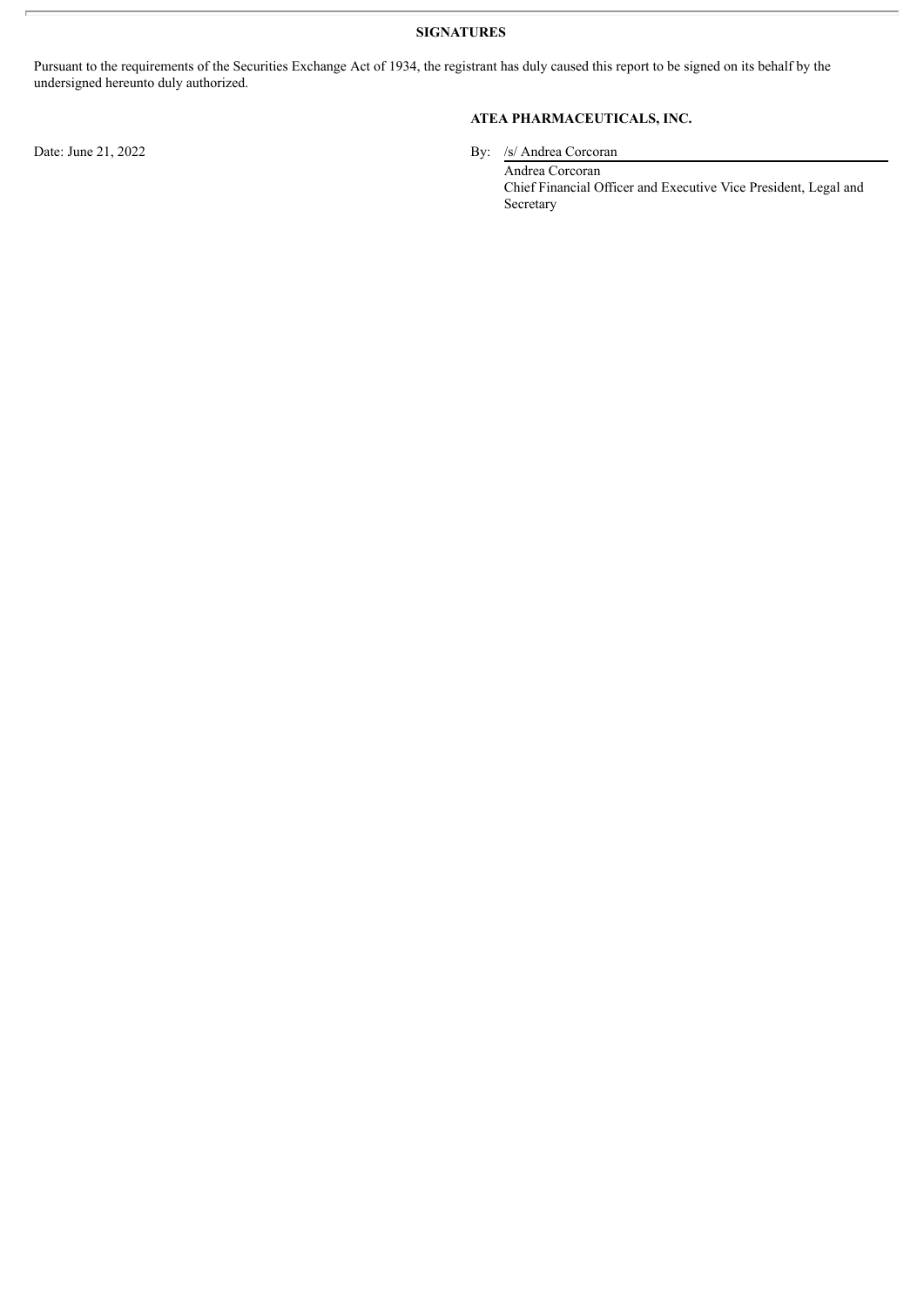**SIGNATURES**

Pursuant to the requirements of the Securities Exchange Act of 1934, the registrant has duly caused this report to be signed on its behalf by the undersigned hereunto duly authorized.

**ATEA PHARMACEUTICALS, INC.**

Date: June 21, 2022

By: /s/ Andrea Corcoran
Andrea Corcoran
Chief Financial Officer and Executive Vice President, Legal and Secretary